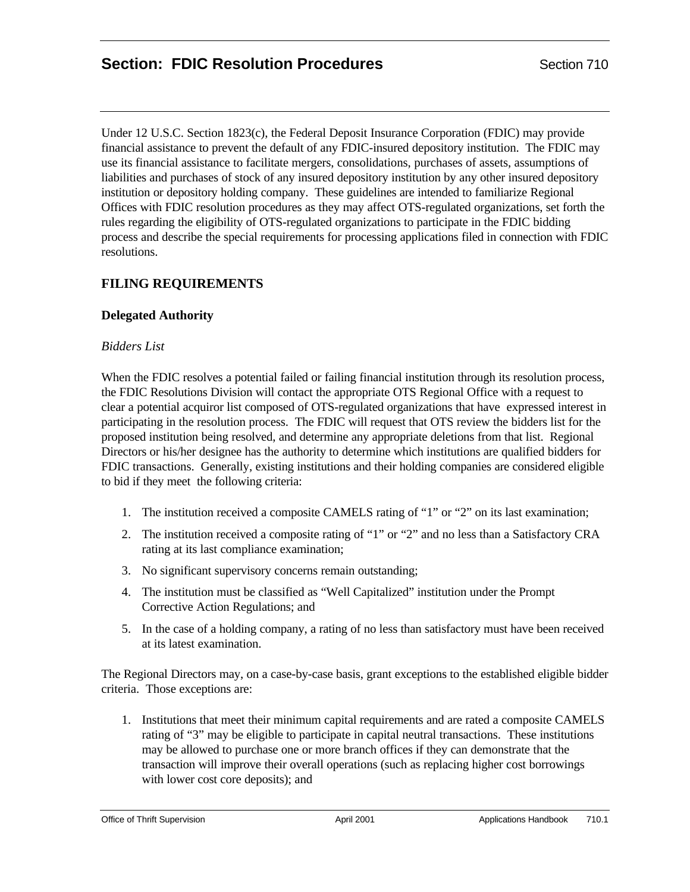# Section: FDIC Resolution Procedures

Section 710

Under 12 U.S.C. Section 1823(c), the Federal Deposit Insurance Corporation (FDIC) may provide financial assistance to prevent the default of any FDIC-insured depository institution. The FDIC may use its financial assistance to facilitate mergers, consolidations, purchases of assets, assumptions of liabilities and purchases of stock of any insured depository institution by any other insured depository institution or depository holding company. These guidelines are intended to familiarize Regional Offices with FDIC resolution procedures as they may affect OTS-regulated organizations, set forth the rules regarding the eligibility of OTS-regulated organizations to participate in the FDIC bidding process and describe the special requirements for processing applications filed in connection with FDIC resolutions.

## FILING REQUIREMENTS

### Delegated Authority

*Bidders List*

When the FDIC resolves a potential failed or failing financial institution through its resolution process, the FDIC Resolutions Division will contact the appropriate OTS Regional Office with a request to clear a potential acquiror list composed of OTS-regulated organizations that have expressed interest in participating in the resolution process. The FDIC will request that OTS review the bidders list for the proposed institution being resolved, and determine any appropriate deletions from that list. Regional Directors or his/her designee has the authority to determine which institutions are qualified bidders for FDIC transactions. Generally, existing institutions and their holding companies are considered eligible to bid if they meet the following criteria:

1. The institution received a composite CAMELS rating of "1" or "2" on its last examination;
2. The institution received a composite rating of "1" or "2" and no less than a Satisfactory CRA rating at its last compliance examination;
3. No significant supervisory concerns remain outstanding;
4. The institution must be classified as "Well Capitalized" institution under the Prompt Corrective Action Regulations; and
5. In the case of a holding company, a rating of no less than satisfactory must have been received at its latest examination.

The Regional Directors may, on a case-by-case basis, grant exceptions to the established eligible bidder criteria. Those exceptions are:

1. Institutions that meet their minimum capital requirements and are rated a composite CAMELS rating of "3" may be eligible to participate in capital neutral transactions. These institutions may be allowed to purchase one or more branch offices if they can demonstrate that the transaction will improve their overall operations (such as replacing higher cost borrowings with lower cost core deposits); and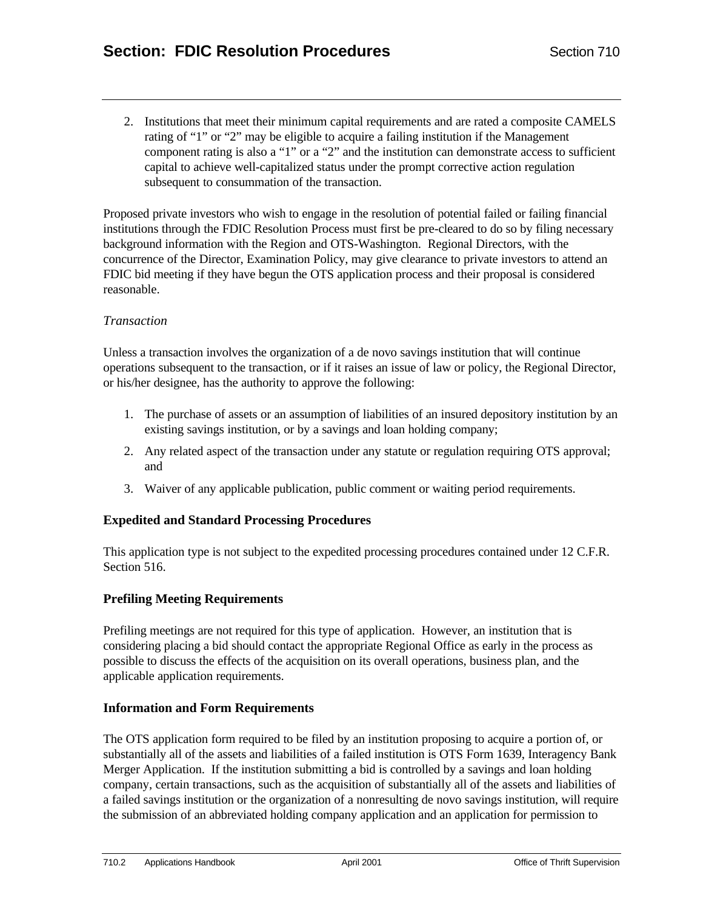2. Institutions that meet their minimum capital requirements and are rated a composite CAMELS rating of "1" or "2" may be eligible to acquire a failing institution if the Management component rating is also a "1" or a "2" and the institution can demonstrate access to sufficient capital to achieve well-capitalized status under the prompt corrective action regulation subsequent to consummation of the transaction.

Proposed private investors who wish to engage in the resolution of potential failed or failing financial institutions through the FDIC Resolution Process must first be pre-cleared to do so by filing necessary background information with the Region and OTS-Washington. Regional Directors, with the concurrence of the Director, Examination Policy, may give clearance to private investors to attend an FDIC bid meeting if they have begun the OTS application process and their proposal is considered reasonable.

*Transaction*

Unless a transaction involves the organization of a de novo savings institution that will continue operations subsequent to the transaction, or if it raises an issue of law or policy, the Regional Director, or his/her designee, has the authority to approve the following:

1. The purchase of assets or an assumption of liabilities of an insured depository institution by an existing savings institution, or by a savings and loan holding company;
2. Any related aspect of the transaction under any statute or regulation requiring OTS approval; and
3. Waiver of any applicable publication, public comment or waiting period requirements.

### Expedited and Standard Processing Procedures

This application type is not subject to the expedited processing procedures contained under 12 C.F.R. Section 516.

### Prefiling Meeting Requirements

Prefiling meetings are not required for this type of application. However, an institution that is considering placing a bid should contact the appropriate Regional Office as early in the process as possible to discuss the effects of the acquisition on its overall operations, business plan, and the applicable application requirements.

### Information and Form Requirements

The OTS application form required to be filed by an institution proposing to acquire a portion of, or substantially all of the assets and liabilities of a failed institution is OTS Form 1639, Interagency Bank Merger Application. If the institution submitting a bid is controlled by a savings and loan holding company, certain transactions, such as the acquisition of substantially all of the assets and liabilities of a failed savings institution or the organization of a nonresulting de novo savings institution, will require the submission of an abbreviated holding company application and an application for permission to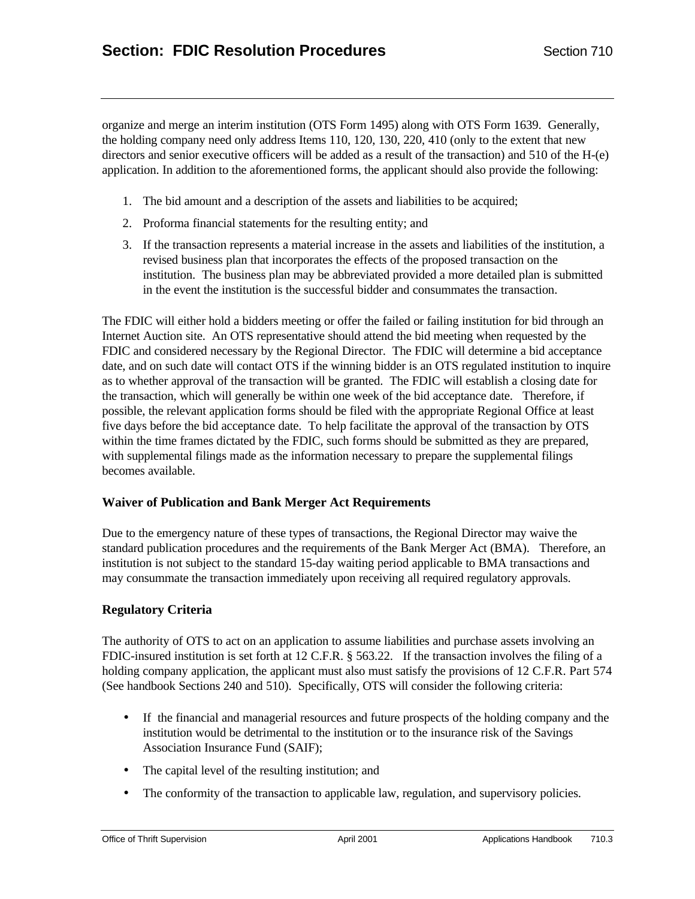organize and merge an interim institution (OTS Form 1495) along with OTS Form 1639. Generally, the holding company need only address Items 110, 120, 130, 220, 410 (only to the extent that new directors and senior executive officers will be added as a result of the transaction) and 510 of the H-(e) application. In addition to the aforementioned forms, the applicant should also provide the following:

1. The bid amount and a description of the assets and liabilities to be acquired;
2. Proforma financial statements for the resulting entity; and
3. If the transaction represents a material increase in the assets and liabilities of the institution, a revised business plan that incorporates the effects of the proposed transaction on the institution. The business plan may be abbreviated provided a more detailed plan is submitted in the event the institution is the successful bidder and consummates the transaction.

The FDIC will either hold a bidders meeting or offer the failed or failing institution for bid through an Internet Auction site. An OTS representative should attend the bid meeting when requested by the FDIC and considered necessary by the Regional Director. The FDIC will determine a bid acceptance date, and on such date will contact OTS if the winning bidder is an OTS regulated institution to inquire as to whether approval of the transaction will be granted. The FDIC will establish a closing date for the transaction, which will generally be within one week of the bid acceptance date. Therefore, if possible, the relevant application forms should be filed with the appropriate Regional Office at least five days before the bid acceptance date. To help facilitate the approval of the transaction by OTS within the time frames dictated by the FDIC, such forms should be submitted as they are prepared, with supplemental filings made as the information necessary to prepare the supplemental filings becomes available.

### Waiver of Publication and Bank Merger Act Requirements

Due to the emergency nature of these types of transactions, the Regional Director may waive the standard publication procedures and the requirements of the Bank Merger Act (BMA). Therefore, an institution is not subject to the standard 15-day waiting period applicable to BMA transactions and may consummate the transaction immediately upon receiving all required regulatory approvals.

### Regulatory Criteria

The authority of OTS to act on an application to assume liabilities and purchase assets involving an FDIC-insured institution is set forth at 12 C.F.R. § 563.22. If the transaction involves the filing of a holding company application, the applicant must also must satisfy the provisions of 12 C.F.R. Part 574 (See handbook Sections 240 and 510). Specifically, OTS will consider the following criteria:

- If the financial and managerial resources and future prospects of the holding company and the institution would be detrimental to the institution or to the insurance risk of the Savings Association Insurance Fund (SAIF);
- The capital level of the resulting institution; and
- The conformity of the transaction to applicable law, regulation, and supervisory policies.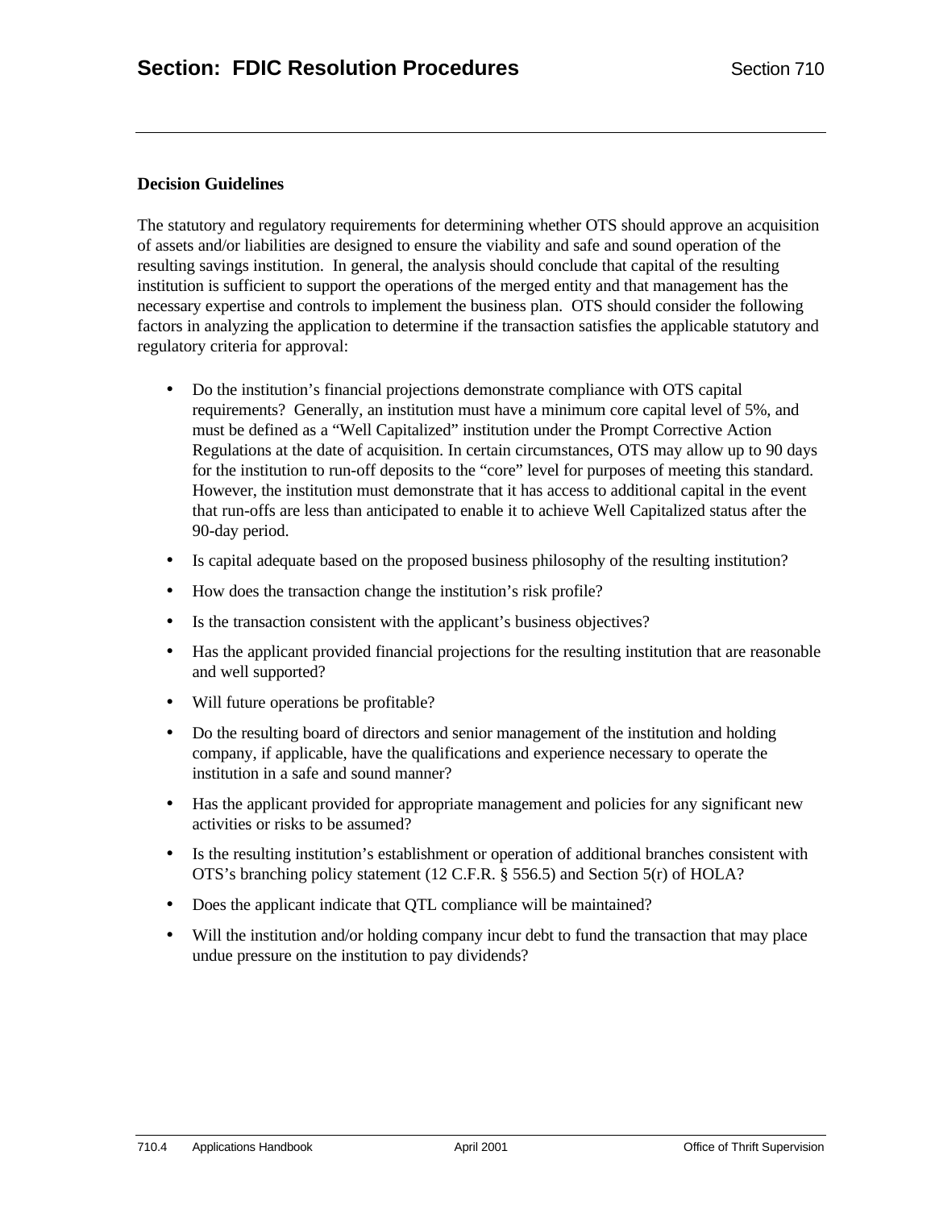## Decision Guidelines

The statutory and regulatory requirements for determining whether OTS should approve an acquisition of assets and/or liabilities are designed to ensure the viability and safe and sound operation of the resulting savings institution. In general, the analysis should conclude that capital of the resulting institution is sufficient to support the operations of the merged entity and that management has the necessary expertise and controls to implement the business plan. OTS should consider the following factors in analyzing the application to determine if the transaction satisfies the applicable statutory and regulatory criteria for approval:

- Do the institution's financial projections demonstrate compliance with OTS capital requirements? Generally, an institution must have a minimum core capital level of 5%, and must be defined as a "Well Capitalized" institution under the Prompt Corrective Action Regulations at the date of acquisition. In certain circumstances, OTS may allow up to 90 days for the institution to run-off deposits to the "core" level for purposes of meeting this standard. However, the institution must demonstrate that it has access to additional capital in the event that run-offs are less than anticipated to enable it to achieve Well Capitalized status after the 90-day period.
- Is capital adequate based on the proposed business philosophy of the resulting institution?
- How does the transaction change the institution's risk profile?
- Is the transaction consistent with the applicant's business objectives?
- Has the applicant provided financial projections for the resulting institution that are reasonable and well supported?
- Will future operations be profitable?
- Do the resulting board of directors and senior management of the institution and holding company, if applicable, have the qualifications and experience necessary to operate the institution in a safe and sound manner?
- Has the applicant provided for appropriate management and policies for any significant new activities or risks to be assumed?
- Is the resulting institution's establishment or operation of additional branches consistent with OTS's branching policy statement (12 C.F.R. § 556.5) and Section 5(r) of HOLA?
- Does the applicant indicate that QTL compliance will be maintained?
- Will the institution and/or holding company incur debt to fund the transaction that may place undue pressure on the institution to pay dividends?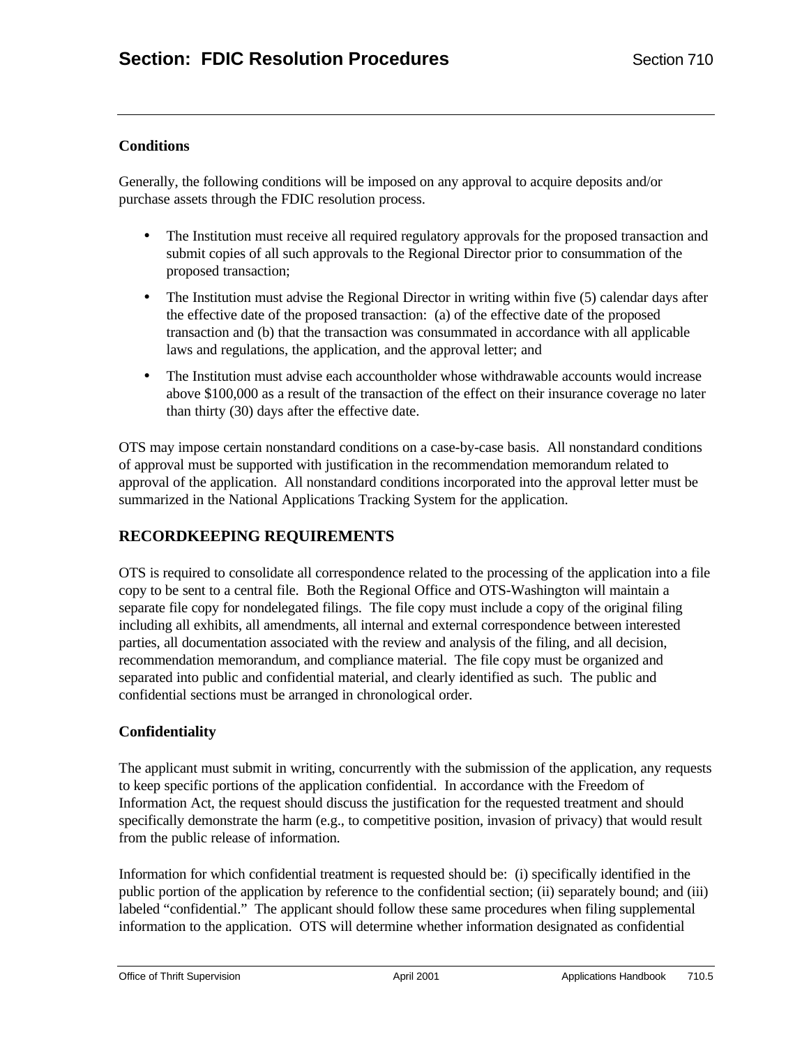### Conditions

Generally, the following conditions will be imposed on any approval to acquire deposits and/or purchase assets through the FDIC resolution process.

- The Institution must receive all required regulatory approvals for the proposed transaction and submit copies of all such approvals to the Regional Director prior to consummation of the proposed transaction;
- The Institution must advise the Regional Director in writing within five (5) calendar days after the effective date of the proposed transaction: (a) of the effective date of the proposed transaction and (b) that the transaction was consummated in accordance with all applicable laws and regulations, the application, and the approval letter; and
- The Institution must advise each accountholder whose withdrawable accounts would increase above $100,000 as a result of the transaction of the effect on their insurance coverage no later than thirty (30) days after the effective date.

OTS may impose certain nonstandard conditions on a case-by-case basis. All nonstandard conditions of approval must be supported with justification in the recommendation memorandum related to approval of the application. All nonstandard conditions incorporated into the approval letter must be summarized in the National Applications Tracking System for the application.

## RECORDKEEPING REQUIREMENTS

OTS is required to consolidate all correspondence related to the processing of the application into a file copy to be sent to a central file. Both the Regional Office and OTS-Washington will maintain a separate file copy for nondelegated filings. The file copy must include a copy of the original filing including all exhibits, all amendments, all internal and external correspondence between interested parties, all documentation associated with the review and analysis of the filing, and all decision, recommendation memorandum, and compliance material. The file copy must be organized and separated into public and confidential material, and clearly identified as such. The public and confidential sections must be arranged in chronological order.

### Confidentiality

The applicant must submit in writing, concurrently with the submission of the application, any requests to keep specific portions of the application confidential. In accordance with the Freedom of Information Act, the request should discuss the justification for the requested treatment and should specifically demonstrate the harm (e.g., to competitive position, invasion of privacy) that would result from the public release of information.

Information for which confidential treatment is requested should be: (i) specifically identified in the public portion of the application by reference to the confidential section; (ii) separately bound; and (iii) labeled "confidential." The applicant should follow these same procedures when filing supplemental information to the application. OTS will determine whether information designated as confidential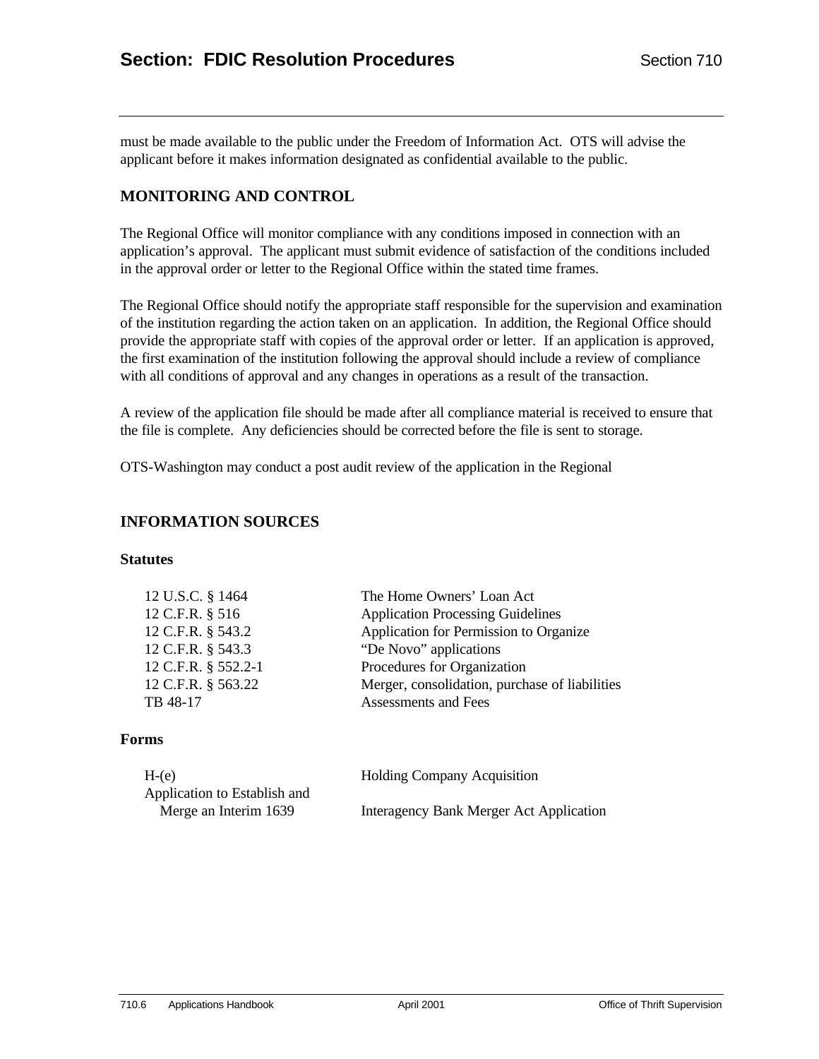must be made available to the public under the Freedom of Information Act. OTS will advise the applicant before it makes information designated as confidential available to the public.

## MONITORING AND CONTROL

The Regional Office will monitor compliance with any conditions imposed in connection with an application's approval. The applicant must submit evidence of satisfaction of the conditions included in the approval order or letter to the Regional Office within the stated time frames.

The Regional Office should notify the appropriate staff responsible for the supervision and examination of the institution regarding the action taken on an application. In addition, the Regional Office should provide the appropriate staff with copies of the approval order or letter. If an application is approved, the first examination of the institution following the approval should include a review of compliance with all conditions of approval and any changes in operations as a result of the transaction.

A review of the application file should be made after all compliance material is received to ensure that the file is complete. Any deficiencies should be corrected before the file is sent to storage.

OTS-Washington may conduct a post audit review of the application in the Regional

## INFORMATION SOURCES

### Statutes

| | |
|---|---|
| 12 U.S.C. § 1464 | The Home Owners' Loan Act |
| 12 C.F.R. § 516 | Application Processing Guidelines |
| 12 C.F.R. § 543.2 | Application for Permission to Organize |
| 12 C.F.R. § 543.3 | "De Novo" applications |
| 12 C.F.R. § 552.2-1 | Procedures for Organization |
| 12 C.F.R. § 563.22 | Merger, consolidation, purchase of liabilities |
| TB 48-17 | Assessments and Fees |

### Forms

| | |
|---|---|
| H-(e) | Holding Company Acquisition |
| Application to Establish and Merge an Interim 1639 | Interagency Bank Merger Act Application |